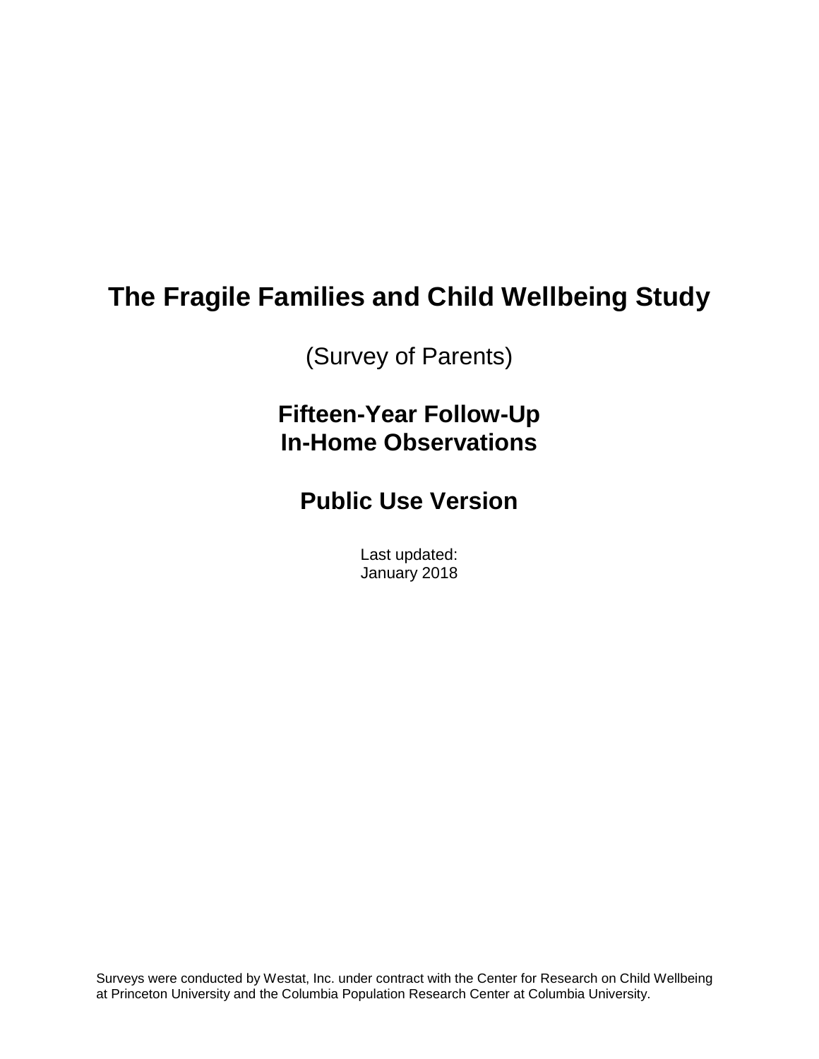# The Fragile Families and Child Wellbeing Study

(Survey of Parents)

## Fifteen-Year Follow-Up
## In-Home Observations

## Public Use Version

Last updated:
January 2018

Surveys were conducted by Westat, Inc. under contract with the Center for Research on Child Wellbeing at Princeton University and the Columbia Population Research Center at Columbia University.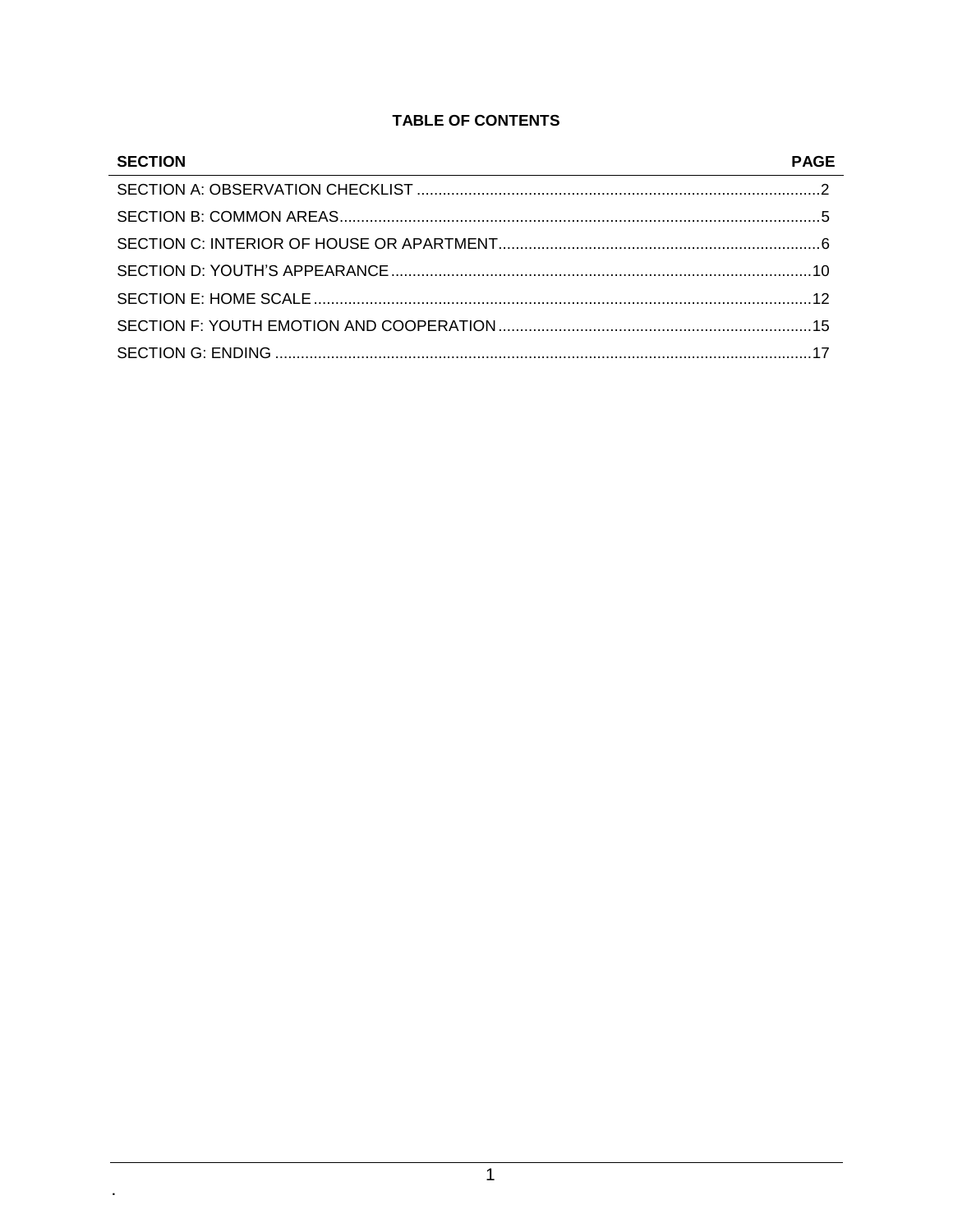**TABLE OF CONTENTS**

| SECTION | PAGE |
|---|---|
| SECTION A: OBSERVATION CHECKLIST | 2 |
| SECTION B: COMMON AREAS | 5 |
| SECTION C: INTERIOR OF HOUSE OR APARTMENT | 6 |
| SECTION D: YOUTH'S APPEARANCE | 10 |
| SECTION E: HOME SCALE | 12 |
| SECTION F: YOUTH EMOTION AND COOPERATION | 15 |
| SECTION G: ENDING | 17 |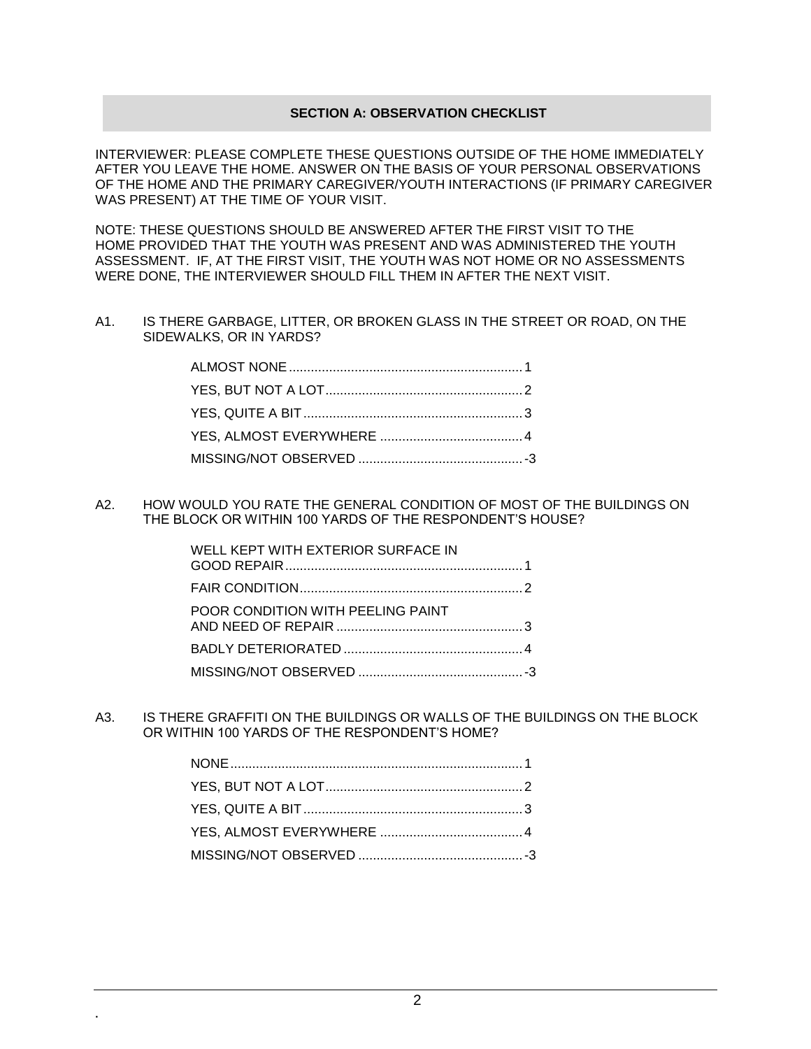## SECTION A: OBSERVATION CHECKLIST

INTERVIEWER: PLEASE COMPLETE THESE QUESTIONS OUTSIDE OF THE HOME IMMEDIATELY AFTER YOU LEAVE THE HOME. ANSWER ON THE BASIS OF YOUR PERSONAL OBSERVATIONS OF THE HOME AND THE PRIMARY CAREGIVER/YOUTH INTERACTIONS (IF PRIMARY CAREGIVER WAS PRESENT) AT THE TIME OF YOUR VISIT.

NOTE: THESE QUESTIONS SHOULD BE ANSWERED AFTER THE FIRST VISIT TO THE HOME PROVIDED THAT THE YOUTH WAS PRESENT AND WAS ADMINISTERED THE YOUTH ASSESSMENT. IF, AT THE FIRST VISIT, THE YOUTH WAS NOT HOME OR NO ASSESSMENTS WERE DONE, THE INTERVIEWER SHOULD FILL THEM IN AFTER THE NEXT VISIT.

A1. IS THERE GARBAGE, LITTER, OR BROKEN GLASS IN THE STREET OR ROAD, ON THE SIDEWALKS, OR IN YARDS?

- ALMOST NONE ........ 1
- YES, BUT NOT A LOT ........ 2
- YES, QUITE A BIT ........ 3
- YES, ALMOST EVERYWHERE ........ 4
- MISSING/NOT OBSERVED ........ -3

A2. HOW WOULD YOU RATE THE GENERAL CONDITION OF MOST OF THE BUILDINGS ON THE BLOCK OR WITHIN 100 YARDS OF THE RESPONDENT'S HOUSE?

- WELL KEPT WITH EXTERIOR SURFACE IN GOOD REPAIR ........ 1
- FAIR CONDITION ........ 2
- POOR CONDITION WITH PEELING PAINT AND NEED OF REPAIR ........ 3
- BADLY DETERIORATED ........ 4
- MISSING/NOT OBSERVED ........ -3

A3. IS THERE GRAFFITI ON THE BUILDINGS OR WALLS OF THE BUILDINGS ON THE BLOCK OR WITHIN 100 YARDS OF THE RESPONDENT'S HOME?

- NONE ........ 1
- YES, BUT NOT A LOT ........ 2
- YES, QUITE A BIT ........ 3
- YES, ALMOST EVERYWHERE ........ 4
- MISSING/NOT OBSERVED ........ -3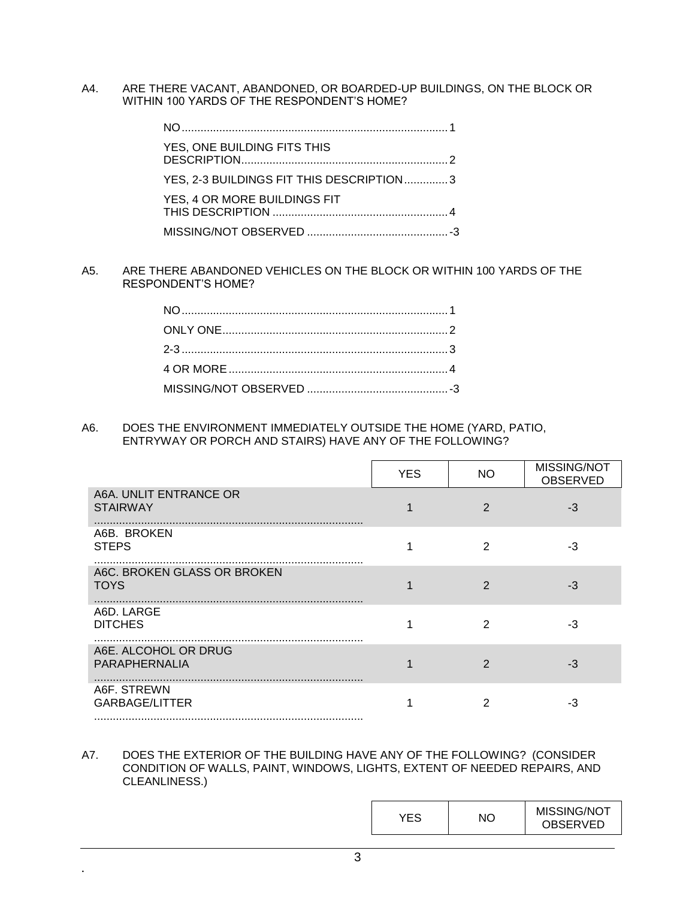A4. ARE THERE VACANT, ABANDONED, OR BOARDED-UP BUILDINGS, ON THE BLOCK OR WITHIN 100 YARDS OF THE RESPONDENT'S HOME?

- NO.................................................................................... 1
- YES, ONE BUILDING FITS THIS DESCRIPTION.................................................................. 2
- YES, 2-3 BUILDINGS FIT THIS DESCRIPTION.............. 3
- YES, 4 OR MORE BUILDINGS FIT THIS DESCRIPTION ........................................................ 4
- MISSING/NOT OBSERVED ............................................. -3

A5. ARE THERE ABANDONED VEHICLES ON THE BLOCK OR WITHIN 100 YARDS OF THE RESPONDENT'S HOME?

- NO.................................................................................... 1
- ONLY ONE........................................................................ 2
- 2-3 .................................................................................... 3
- 4 OR MORE ...................................................................... 4
- MISSING/NOT OBSERVED ............................................. -3

A6. DOES THE ENVIRONMENT IMMEDIATELY OUTSIDE THE HOME (YARD, PATIO, ENTRYWAY OR PORCH AND STAIRS) HAVE ANY OF THE FOLLOWING?

| | YES | NO | MISSING/NOT OBSERVED |
|---|---|---|---|
| A6A. UNLIT ENTRANCE OR STAIRWAY ..................... | 1 | 2 | -3 |
| A6B. BROKEN STEPS ..................... | 1 | 2 | -3 |
| A6C. BROKEN GLASS OR BROKEN TOYS ..................... | 1 | 2 | -3 |
| A6D. LARGE DITCHES ..................... | 1 | 2 | -3 |
| A6E. ALCOHOL OR DRUG PARAPHERNALIA ..................... | 1 | 2 | -3 |
| A6F. STREWN GARBAGE/LITTER ..................... | 1 | 2 | -3 |

A7. DOES THE EXTERIOR OF THE BUILDING HAVE ANY OF THE FOLLOWING? (CONSIDER CONDITION OF WALLS, PAINT, WINDOWS, LIGHTS, EXTENT OF NEEDED REPAIRS, AND CLEANLINESS.)

| | YES | NO | MISSING/NOT OBSERVED |
|---|---|---|---|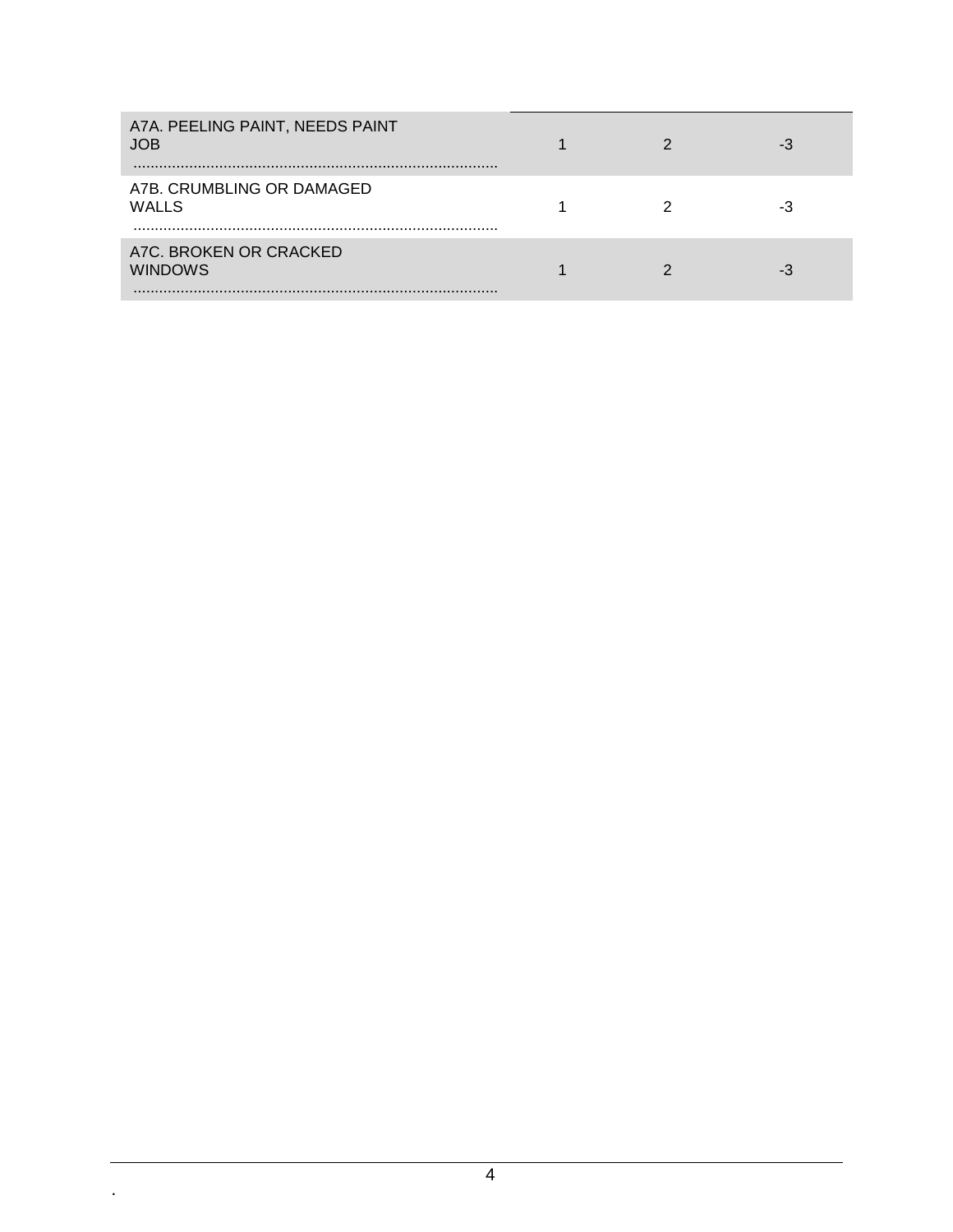| | | | |
|---|---|---|---|
| A7A. PEELING PAINT, NEEDS PAINT JOB ..................................................................................... | 1 | 2 | -3 |
| A7B. CRUMBLING OR DAMAGED WALLS ..................................................................................... | 1 | 2 | -3 |
| A7C. BROKEN OR CRACKED WINDOWS ..................................................................................... | 1 | 2 | -3 |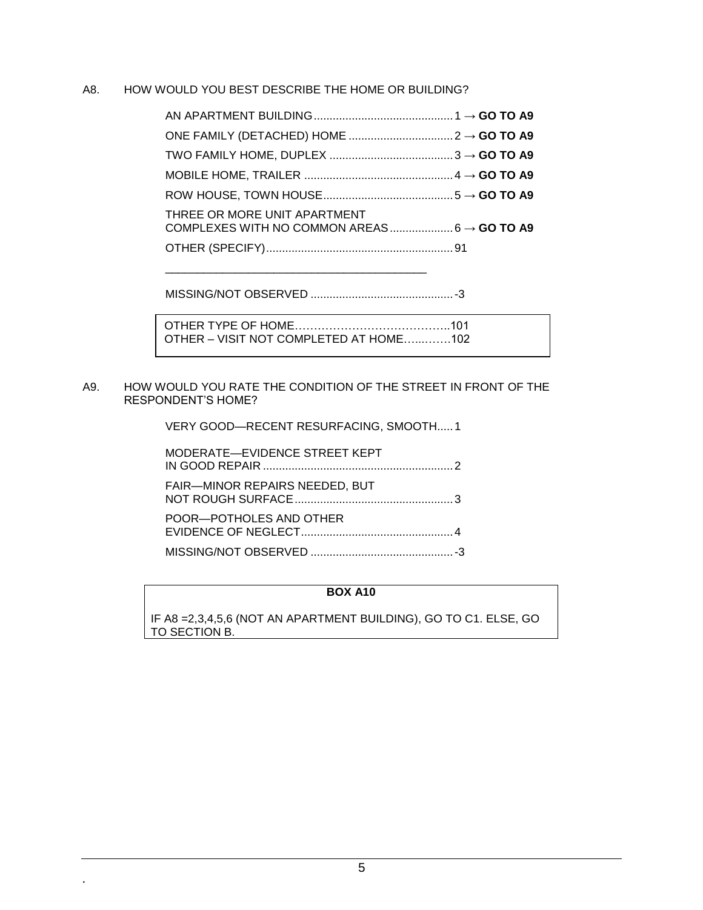A8. HOW WOULD YOU BEST DESCRIBE THE HOME OR BUILDING?

AN APARTMENT BUILDING ............................................ 1 → **GO TO A9**
ONE FAMILY (DETACHED) HOME ................................ 2 → **GO TO A9**
TWO FAMILY HOME, DUPLEX ...................................... 3 → **GO TO A9**
MOBILE HOME, TRAILER .............................................. 4 → **GO TO A9**
ROW HOUSE, TOWN HOUSE......................................... 5 → **GO TO A9**
THREE OR MORE UNIT APARTMENT COMPLEXES WITH NO COMMON AREAS .................... 6 → **GO TO A9**
OTHER (SPECIFY)........................................................... 91

\_\_\_\_\_\_\_\_\_\_\_\_\_\_\_\_\_\_\_\_\_\_\_\_\_\_\_\_\_\_\_\_\_\_\_\_\_\_\_\_

MISSING/NOT OBSERVED ............................................. -3

| |
|---|
| OTHER TYPE OF HOME…………………………………..101 |
| OTHER – VISIT NOT COMPLETED AT HOME….….….102 |

A9. HOW WOULD YOU RATE THE CONDITION OF THE STREET IN FRONT OF THE RESPONDENT'S HOME?

VERY GOOD—RECENT RESURFACING, SMOOTH..... 1
MODERATE—EVIDENCE STREET KEPT IN GOOD REPAIR ............................................................ 2
FAIR—MINOR REPAIRS NEEDED, BUT NOT ROUGH SURFACE.................................................. 3
POOR—POTHOLES AND OTHER EVIDENCE OF NEGLECT................................................ 4
MISSING/NOT OBSERVED ............................................. -3

| **BOX A10** |
|---|
| IF A8 =2,3,4,5,6 (NOT AN APARTMENT BUILDING), GO TO C1. ELSE, GO TO SECTION B. |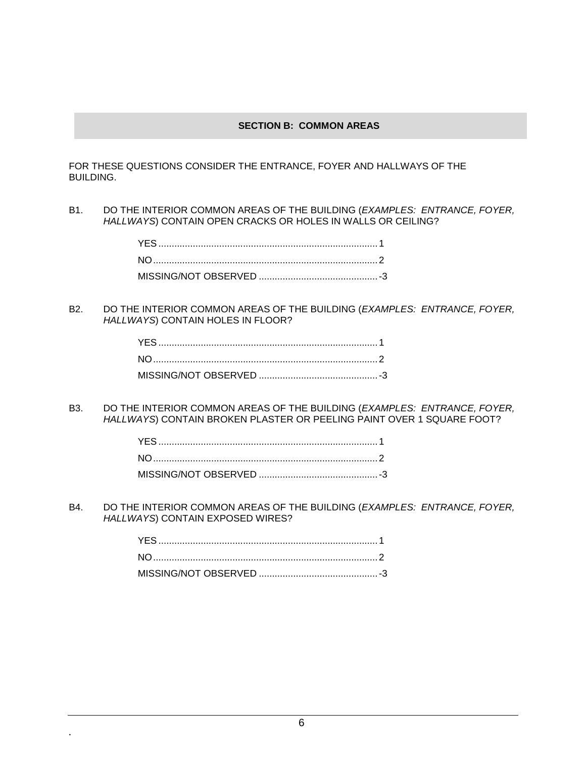## SECTION B: COMMON AREAS

FOR THESE QUESTIONS CONSIDER THE ENTRANCE, FOYER AND HALLWAYS OF THE BUILDING.

B1. DO THE INTERIOR COMMON AREAS OF THE BUILDING (*EXAMPLES: ENTRANCE, FOYER, HALLWAYS*) CONTAIN OPEN CRACKS OR HOLES IN WALLS OR CEILING?

- YES .......... 1
- NO .......... 2
- MISSING/NOT OBSERVED .......... -3

B2. DO THE INTERIOR COMMON AREAS OF THE BUILDING (*EXAMPLES: ENTRANCE, FOYER, HALLWAYS*) CONTAIN HOLES IN FLOOR?

- YES .......... 1
- NO .......... 2
- MISSING/NOT OBSERVED .......... -3

B3. DO THE INTERIOR COMMON AREAS OF THE BUILDING (*EXAMPLES: ENTRANCE, FOYER, HALLWAYS*) CONTAIN BROKEN PLASTER OR PEELING PAINT OVER 1 SQUARE FOOT?

- YES .......... 1
- NO .......... 2
- MISSING/NOT OBSERVED .......... -3

B4. DO THE INTERIOR COMMON AREAS OF THE BUILDING (*EXAMPLES: ENTRANCE, FOYER, HALLWAYS*) CONTAIN EXPOSED WIRES?

- YES .......... 1
- NO .......... 2
- MISSING/NOT OBSERVED .......... -3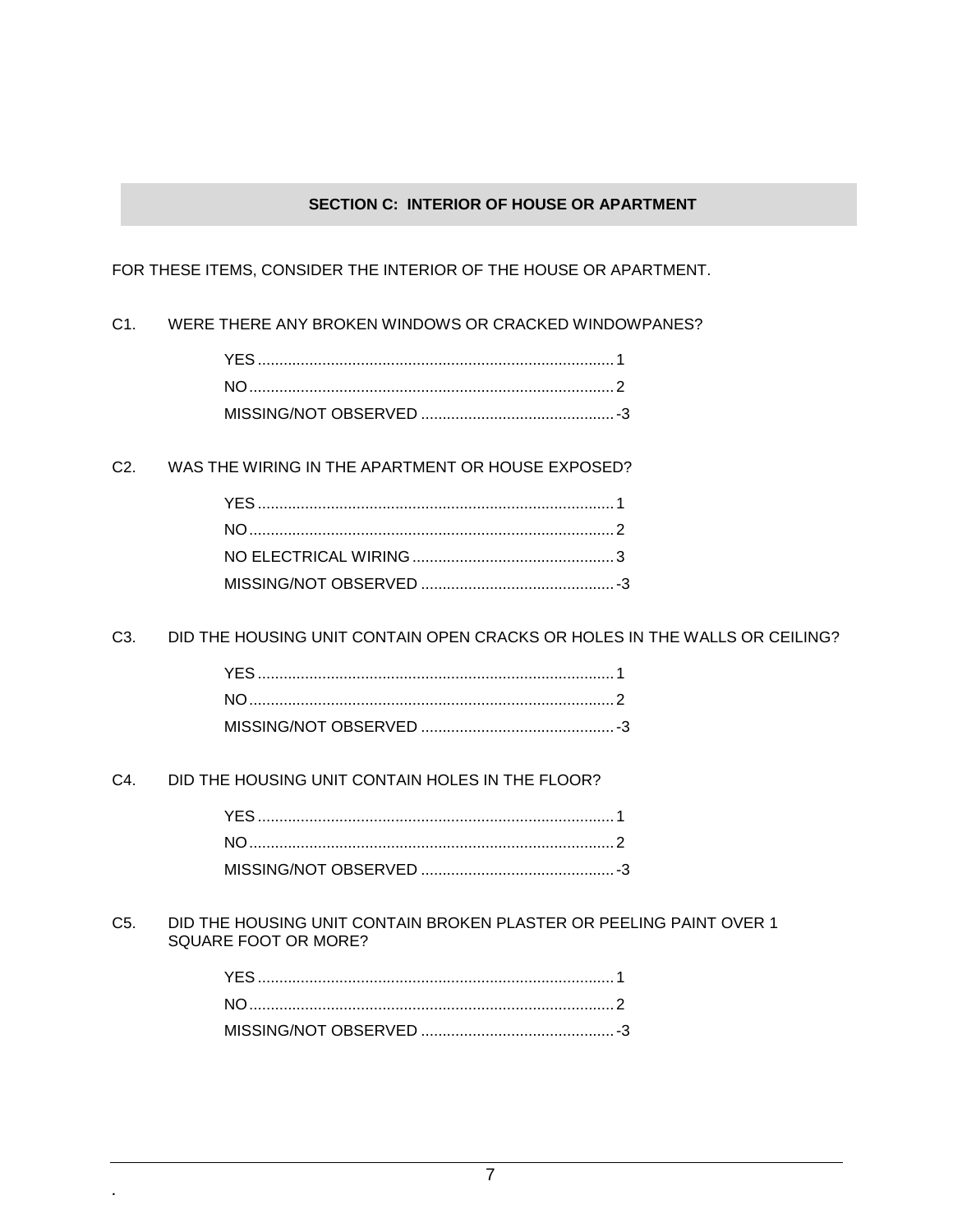## SECTION C: INTERIOR OF HOUSE OR APARTMENT

FOR THESE ITEMS, CONSIDER THE INTERIOR OF THE HOUSE OR APARTMENT.

C1. WERE THERE ANY BROKEN WINDOWS OR CRACKED WINDOWPANES?

- YES .......... 1
- NO .......... 2
- MISSING/NOT OBSERVED .......... -3

C2. WAS THE WIRING IN THE APARTMENT OR HOUSE EXPOSED?

- YES .......... 1
- NO .......... 2
- NO ELECTRICAL WIRING .......... 3
- MISSING/NOT OBSERVED .......... -3

C3. DID THE HOUSING UNIT CONTAIN OPEN CRACKS OR HOLES IN THE WALLS OR CEILING?

- YES .......... 1
- NO .......... 2
- MISSING/NOT OBSERVED .......... -3

C4. DID THE HOUSING UNIT CONTAIN HOLES IN THE FLOOR?

- YES .......... 1
- NO .......... 2
- MISSING/NOT OBSERVED .......... -3

C5. DID THE HOUSING UNIT CONTAIN BROKEN PLASTER OR PEELING PAINT OVER 1 SQUARE FOOT OR MORE?

- YES .......... 1
- NO .......... 2
- MISSING/NOT OBSERVED .......... -3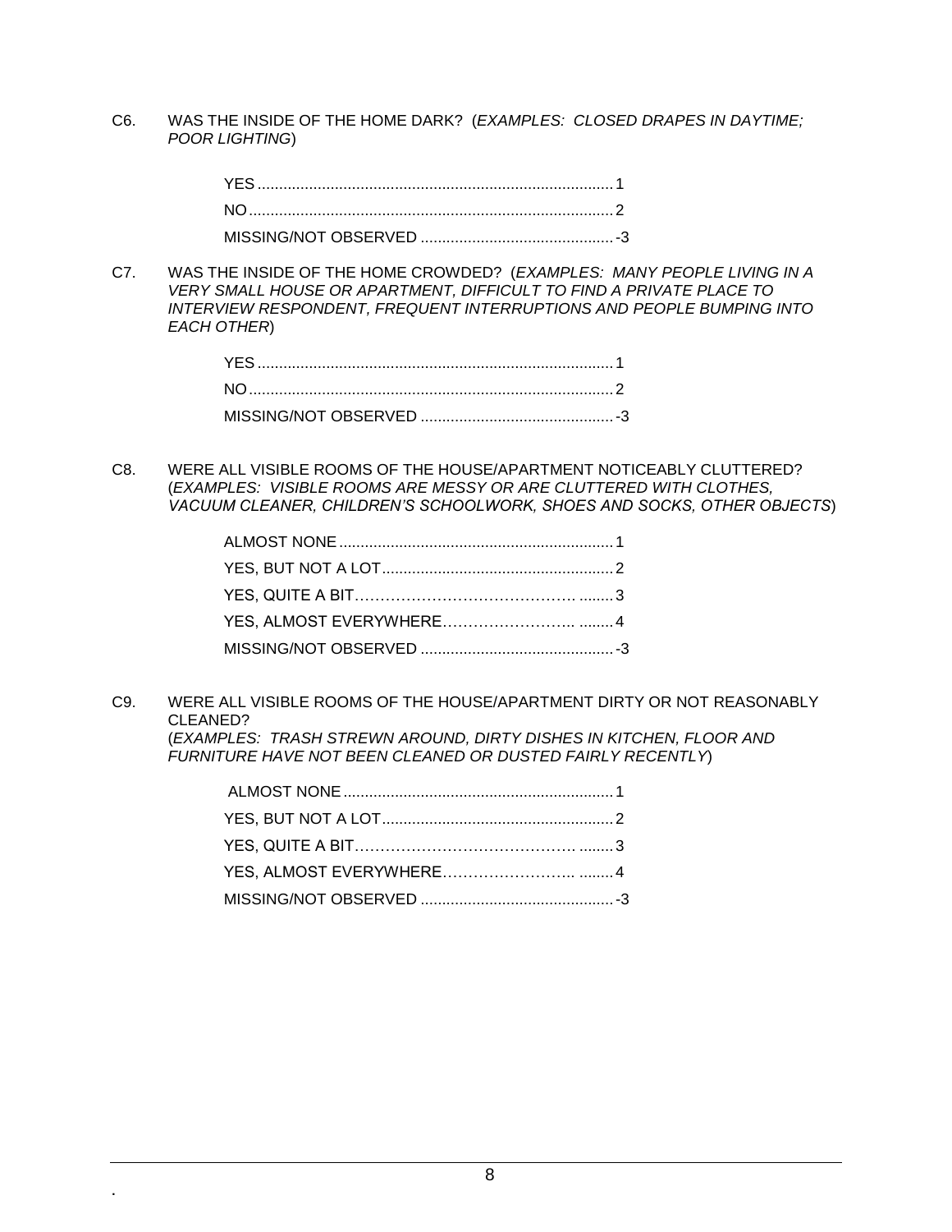C6. WAS THE INSIDE OF THE HOME DARK? (*EXAMPLES: CLOSED DRAPES IN DAYTIME; POOR LIGHTING*)

- YES .......... 1
- NO .......... 2
- MISSING/NOT OBSERVED .......... -3

C7. WAS THE INSIDE OF THE HOME CROWDED? (*EXAMPLES: MANY PEOPLE LIVING IN A VERY SMALL HOUSE OR APARTMENT, DIFFICULT TO FIND A PRIVATE PLACE TO INTERVIEW RESPONDENT, FREQUENT INTERRUPTIONS AND PEOPLE BUMPING INTO EACH OTHER*)

- YES .......... 1
- NO .......... 2
- MISSING/NOT OBSERVED .......... -3

C8. WERE ALL VISIBLE ROOMS OF THE HOUSE/APARTMENT NOTICEABLY CLUTTERED? (*EXAMPLES: VISIBLE ROOMS ARE MESSY OR ARE CLUTTERED WITH CLOTHES, VACUUM CLEANER, CHILDREN'S SCHOOLWORK, SHOES AND SOCKS, OTHER OBJECTS*)

- ALMOST NONE .......... 1
- YES, BUT NOT A LOT .......... 2
- YES, QUITE A BIT .......... 3
- YES, ALMOST EVERYWHERE .......... 4
- MISSING/NOT OBSERVED .......... -3

C9. WERE ALL VISIBLE ROOMS OF THE HOUSE/APARTMENT DIRTY OR NOT REASONABLY CLEANED? (*EXAMPLES: TRASH STREWN AROUND, DIRTY DISHES IN KITCHEN, FLOOR AND FURNITURE HAVE NOT BEEN CLEANED OR DUSTED FAIRLY RECENTLY*)

- ALMOST NONE .......... 1
- YES, BUT NOT A LOT .......... 2
- YES, QUITE A BIT .......... 3
- YES, ALMOST EVERYWHERE .......... 4
- MISSING/NOT OBSERVED .......... -3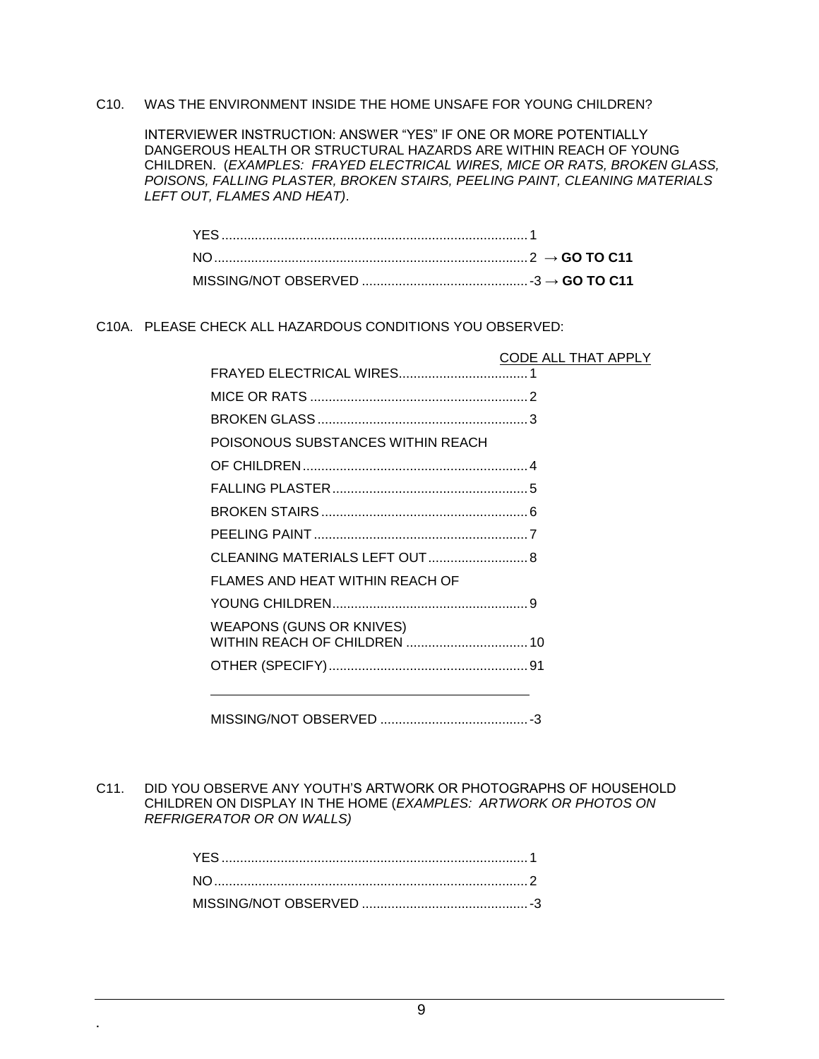C10. WAS THE ENVIRONMENT INSIDE THE HOME UNSAFE FOR YOUNG CHILDREN?

INTERVIEWER INSTRUCTION: ANSWER "YES" IF ONE OR MORE POTENTIALLY DANGEROUS HEALTH OR STRUCTURAL HAZARDS ARE WITHIN REACH OF YOUNG CHILDREN. (*EXAMPLES: FRAYED ELECTRICAL WIRES, MICE OR RATS, BROKEN GLASS, POISONS, FALLING PLASTER, BROKEN STAIRS, PEELING PAINT, CLEANING MATERIALS LEFT OUT, FLAMES AND HEAT)*.

- YES .......... 1
- NO .......... 2 → **GO TO C11**
- MISSING/NOT OBSERVED .......... -3 → **GO TO C11**

C10A. PLEASE CHECK ALL HAZARDOUS CONDITIONS YOU OBSERVED:

CODE ALL THAT APPLY

- FRAYED ELECTRICAL WIRES .......... 1
- MICE OR RATS .......... 2
- BROKEN GLASS .......... 3
- POISONOUS SUBSTANCES WITHIN REACH OF CHILDREN .......... 4
- FALLING PLASTER .......... 5
- BROKEN STAIRS .......... 6
- PEELING PAINT .......... 7
- CLEANING MATERIALS LEFT OUT .......... 8
- FLAMES AND HEAT WITHIN REACH OF YOUNG CHILDREN .......... 9
- WEAPONS (GUNS OR KNIVES) WITHIN REACH OF CHILDREN .......... 10
- OTHER (SPECIFY) .......... 91

  ______________________________

- MISSING/NOT OBSERVED .......... -3

C11. DID YOU OBSERVE ANY YOUTH'S ARTWORK OR PHOTOGRAPHS OF HOUSEHOLD CHILDREN ON DISPLAY IN THE HOME (*EXAMPLES: ARTWORK OR PHOTOS ON REFRIGERATOR OR ON WALLS)*

- YES .......... 1
- NO .......... 2
- MISSING/NOT OBSERVED .......... -3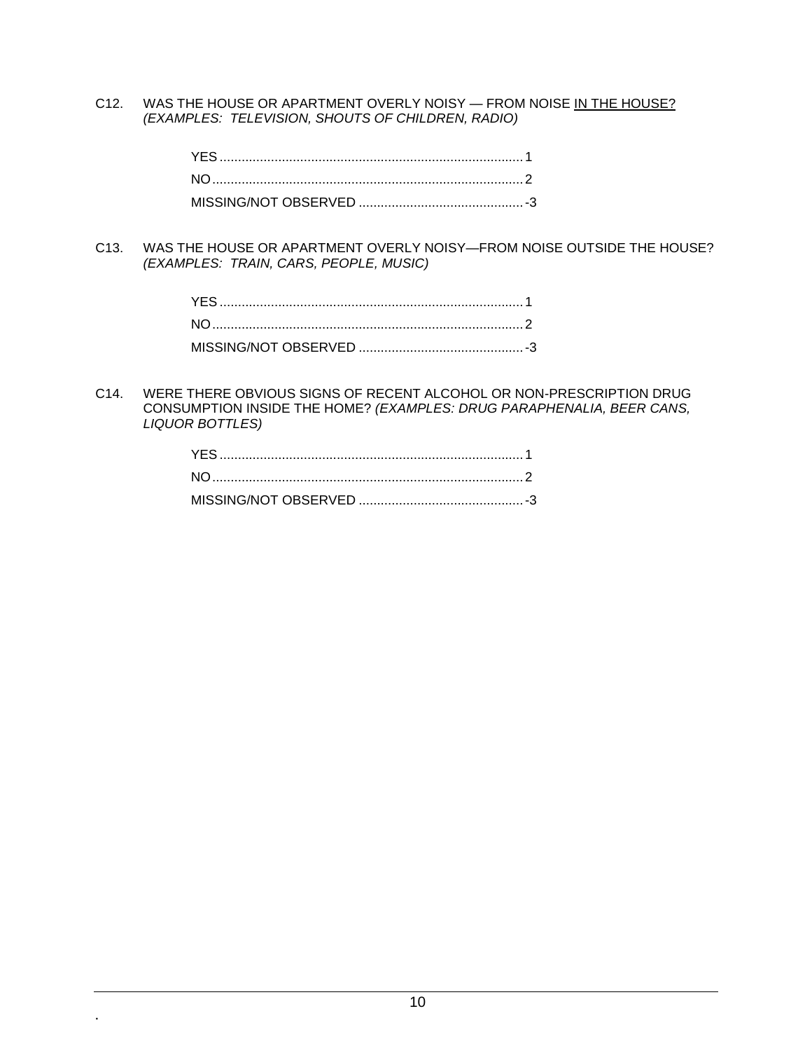C12. WAS THE HOUSE OR APARTMENT OVERLY NOISY — FROM NOISE IN THE HOUSE? *(EXAMPLES: TELEVISION, SHOUTS OF CHILDREN, RADIO)*

YES .................................................................................. 1
NO .................................................................................... 2
MISSING/NOT OBSERVED ............................................ -3

C13. WAS THE HOUSE OR APARTMENT OVERLY NOISY—FROM NOISE OUTSIDE THE HOUSE? *(EXAMPLES: TRAIN, CARS, PEOPLE, MUSIC)*

YES .................................................................................. 1
NO .................................................................................... 2
MISSING/NOT OBSERVED ............................................ -3

C14. WERE THERE OBVIOUS SIGNS OF RECENT ALCOHOL OR NON-PRESCRIPTION DRUG CONSUMPTION INSIDE THE HOME? *(EXAMPLES: DRUG PARAPHENALIA, BEER CANS, LIQUOR BOTTLES)*

YES .................................................................................. 1
NO .................................................................................... 2
MISSING/NOT OBSERVED ............................................ -3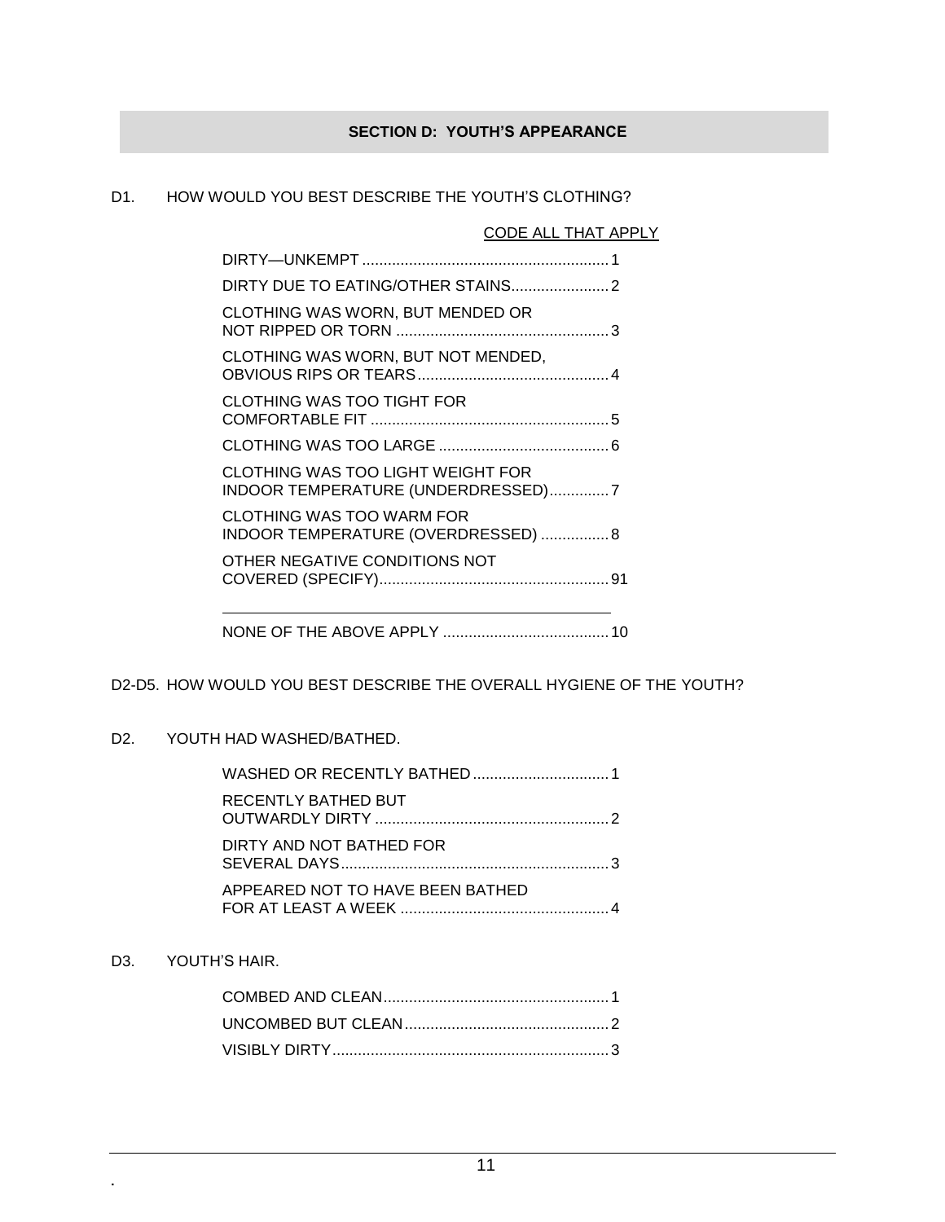## SECTION D: YOUTH'S APPEARANCE

D1. HOW WOULD YOU BEST DESCRIBE THE YOUTH'S CLOTHING?

CODE ALL THAT APPLY

| | |
|---|---|
| DIRTY—UNKEMPT | 1 |
| DIRTY DUE TO EATING/OTHER STAINS | 2 |
| CLOTHING WAS WORN, BUT MENDED OR NOT RIPPED OR TORN | 3 |
| CLOTHING WAS WORN, BUT NOT MENDED, OBVIOUS RIPS OR TEARS | 4 |
| CLOTHING WAS TOO TIGHT FOR COMFORTABLE FIT | 5 |
| CLOTHING WAS TOO LARGE | 6 |
| CLOTHING WAS TOO LIGHT WEIGHT FOR INDOOR TEMPERATURE (UNDERDRESSED) | 7 |
| CLOTHING WAS TOO WARM FOR INDOOR TEMPERATURE (OVERDRESSED) | 8 |
| OTHER NEGATIVE CONDITIONS NOT COVERED (SPECIFY) ______________________ | 91 |
| NONE OF THE ABOVE APPLY | 10 |

D2-D5. HOW WOULD YOU BEST DESCRIBE THE OVERALL HYGIENE OF THE YOUTH?

D2. YOUTH HAD WASHED/BATHED.

| | |
|---|---|
| WASHED OR RECENTLY BATHED | 1 |
| RECENTLY BATHED BUT OUTWARDLY DIRTY | 2 |
| DIRTY AND NOT BATHED FOR SEVERAL DAYS | 3 |
| APPEARED NOT TO HAVE BEEN BATHED FOR AT LEAST A WEEK | 4 |

D3. YOUTH'S HAIR.

| | |
|---|---|
| COMBED AND CLEAN | 1 |
| UNCOMBED BUT CLEAN | 2 |
| VISIBLY DIRTY | 3 |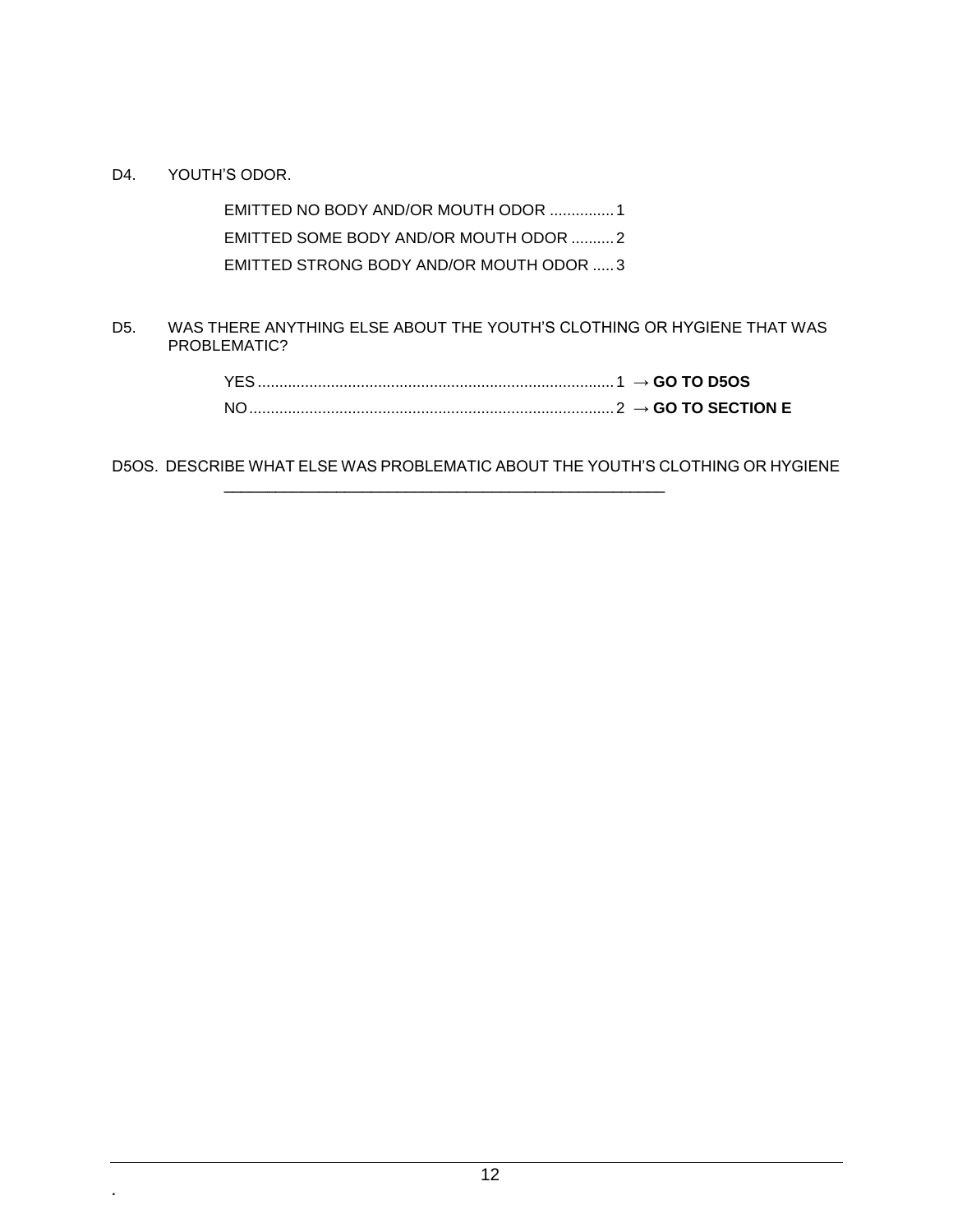D4. YOUTH'S ODOR.

EMITTED NO BODY AND/OR MOUTH ODOR ............... 1
EMITTED SOME BODY AND/OR MOUTH ODOR .......... 2
EMITTED STRONG BODY AND/OR MOUTH ODOR ..... 3

D5. WAS THERE ANYTHING ELSE ABOUT THE YOUTH'S CLOTHING OR HYGIENE THAT WAS PROBLEMATIC?

YES .................................................................................. 1 → **GO TO D5OS**
NO .................................................................................... 2 → **GO TO SECTION E**

D5OS. DESCRIBE WHAT ELSE WAS PROBLEMATIC ABOUT THE YOUTH'S CLOTHING OR HYGIENE

______________________________________________________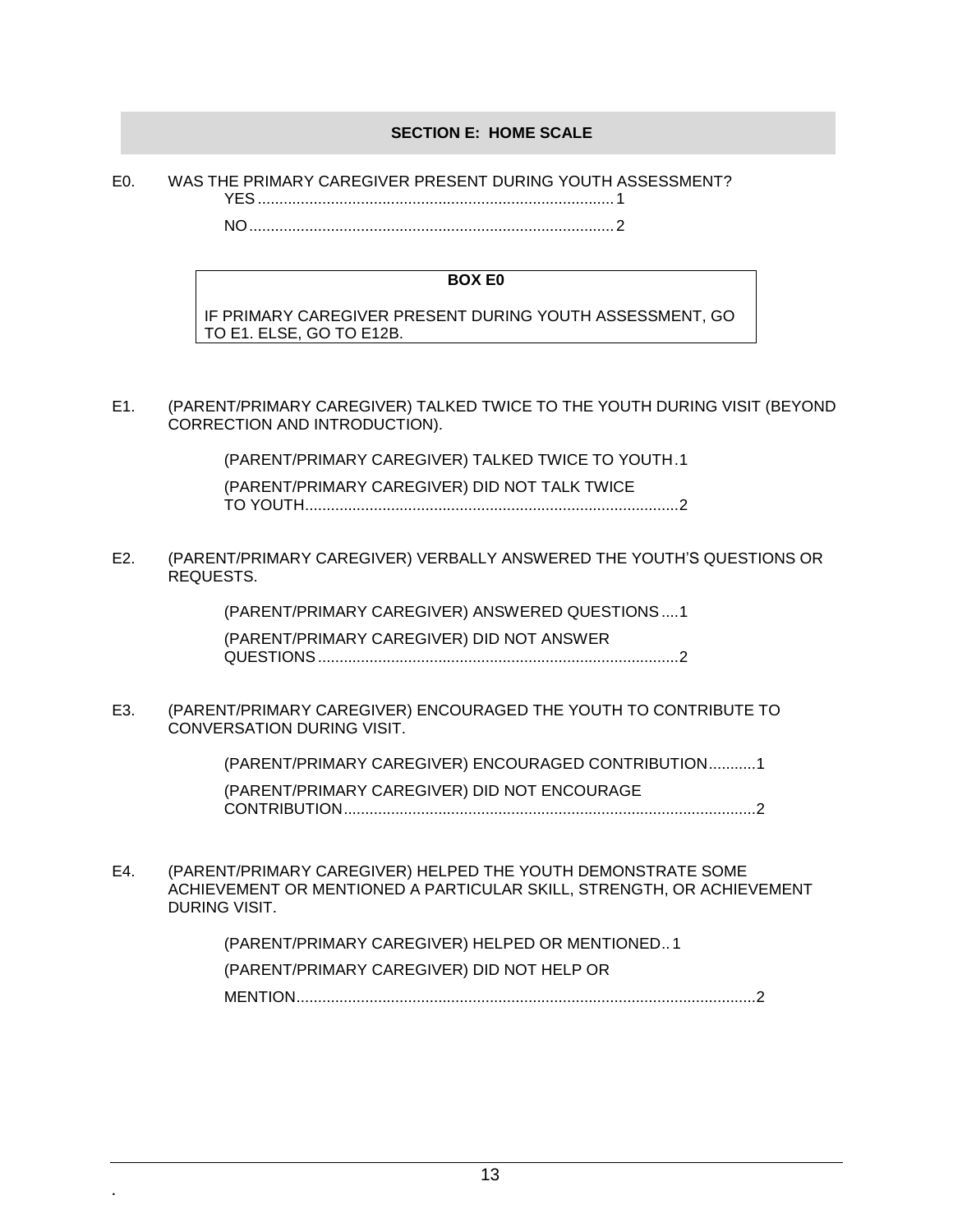## SECTION E: HOME SCALE

E0. WAS THE PRIMARY CAREGIVER PRESENT DURING YOUTH ASSESSMENT?

YES .......... 1

NO .......... 2

**BOX E0**

IF PRIMARY CAREGIVER PRESENT DURING YOUTH ASSESSMENT, GO TO E1. ELSE, GO TO E12B.

E1. (PARENT/PRIMARY CAREGIVER) TALKED TWICE TO THE YOUTH DURING VISIT (BEYOND CORRECTION AND INTRODUCTION).

(PARENT/PRIMARY CAREGIVER) TALKED TWICE TO YOUTH . 1

(PARENT/PRIMARY CAREGIVER) DID NOT TALK TWICE TO YOUTH .......... 2

E2. (PARENT/PRIMARY CAREGIVER) VERBALLY ANSWERED THE YOUTH'S QUESTIONS OR REQUESTS.

(PARENT/PRIMARY CAREGIVER) ANSWERED QUESTIONS .... 1

(PARENT/PRIMARY CAREGIVER) DID NOT ANSWER QUESTIONS .......... 2

E3. (PARENT/PRIMARY CAREGIVER) ENCOURAGED THE YOUTH TO CONTRIBUTE TO CONVERSATION DURING VISIT.

(PARENT/PRIMARY CAREGIVER) ENCOURAGED CONTRIBUTION .......... 1

(PARENT/PRIMARY CAREGIVER) DID NOT ENCOURAGE CONTRIBUTION .......... 2

E4. (PARENT/PRIMARY CAREGIVER) HELPED THE YOUTH DEMONSTRATE SOME ACHIEVEMENT OR MENTIONED A PARTICULAR SKILL, STRENGTH, OR ACHIEVEMENT DURING VISIT.

(PARENT/PRIMARY CAREGIVER) HELPED OR MENTIONED .. 1

(PARENT/PRIMARY CAREGIVER) DID NOT HELP OR MENTION .......... 2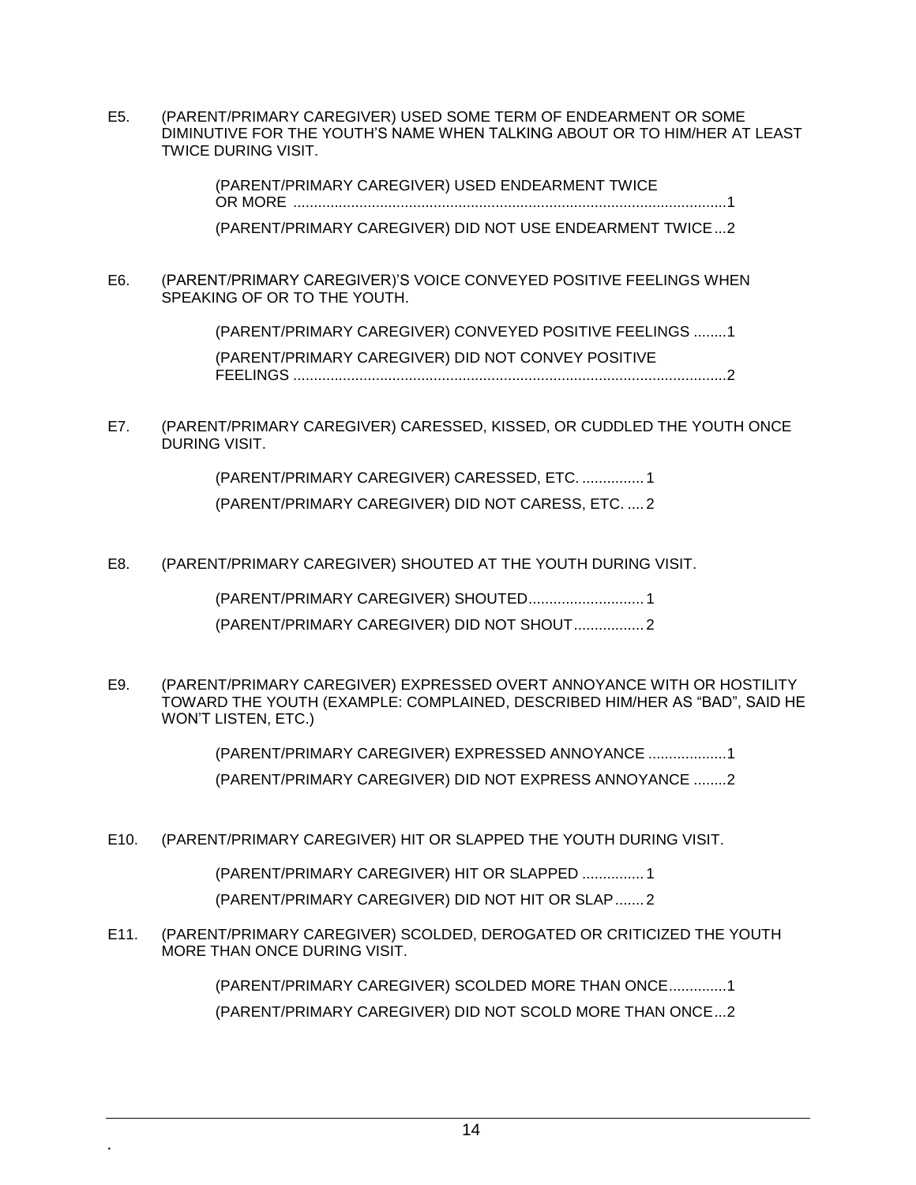E5. (PARENT/PRIMARY CAREGIVER) USED SOME TERM OF ENDEARMENT OR SOME DIMINUTIVE FOR THE YOUTH'S NAME WHEN TALKING ABOUT OR TO HIM/HER AT LEAST TWICE DURING VISIT.

(PARENT/PRIMARY CAREGIVER) USED ENDEARMENT TWICE OR MORE ........................................................................................................1

(PARENT/PRIMARY CAREGIVER) DID NOT USE ENDEARMENT TWICE...2

E6. (PARENT/PRIMARY CAREGIVER)'S VOICE CONVEYED POSITIVE FEELINGS WHEN SPEAKING OF OR TO THE YOUTH.

(PARENT/PRIMARY CAREGIVER) CONVEYED POSITIVE FEELINGS ........1

(PARENT/PRIMARY CAREGIVER) DID NOT CONVEY POSITIVE FEELINGS ........................................................................................................2

E7. (PARENT/PRIMARY CAREGIVER) CARESSED, KISSED, OR CUDDLED THE YOUTH ONCE DURING VISIT.

(PARENT/PRIMARY CAREGIVER) CARESSED, ETC. ...............1

(PARENT/PRIMARY CAREGIVER) DID NOT CARESS, ETC. ....2

E8. (PARENT/PRIMARY CAREGIVER) SHOUTED AT THE YOUTH DURING VISIT.

(PARENT/PRIMARY CAREGIVER) SHOUTED............................1

(PARENT/PRIMARY CAREGIVER) DID NOT SHOUT.................2

E9. (PARENT/PRIMARY CAREGIVER) EXPRESSED OVERT ANNOYANCE WITH OR HOSTILITY TOWARD THE YOUTH (EXAMPLE: COMPLAINED, DESCRIBED HIM/HER AS "BAD", SAID HE WON'T LISTEN, ETC.)

(PARENT/PRIMARY CAREGIVER) EXPRESSED ANNOYANCE ...................1

(PARENT/PRIMARY CAREGIVER) DID NOT EXPRESS ANNOYANCE ........2

E10. (PARENT/PRIMARY CAREGIVER) HIT OR SLAPPED THE YOUTH DURING VISIT.

(PARENT/PRIMARY CAREGIVER) HIT OR SLAPPED ...............1

(PARENT/PRIMARY CAREGIVER) DID NOT HIT OR SLAP.......2

E11. (PARENT/PRIMARY CAREGIVER) SCOLDED, DEROGATED OR CRITICIZED THE YOUTH MORE THAN ONCE DURING VISIT.

(PARENT/PRIMARY CAREGIVER) SCOLDED MORE THAN ONCE..............1

(PARENT/PRIMARY CAREGIVER) DID NOT SCOLD MORE THAN ONCE...2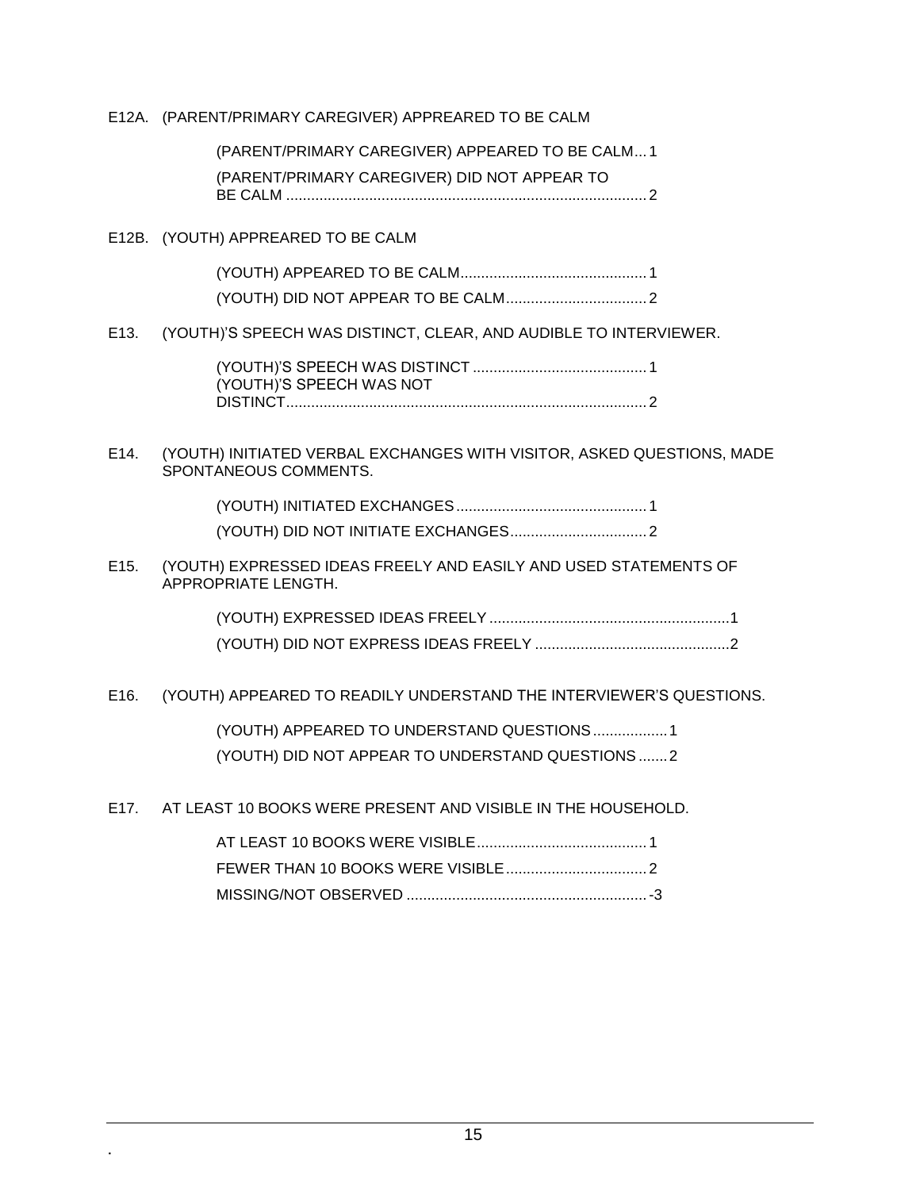E12A. (PARENT/PRIMARY CAREGIVER) APPREARED TO BE CALM

(PARENT/PRIMARY CAREGIVER) APPEARED TO BE CALM ... 1
(PARENT/PRIMARY CAREGIVER) DID NOT APPEAR TO BE CALM ... 2

E12B. (YOUTH) APPREARED TO BE CALM

(YOUTH) APPEARED TO BE CALM ... 1
(YOUTH) DID NOT APPEAR TO BE CALM ... 2

E13. (YOUTH)'S SPEECH WAS DISTINCT, CLEAR, AND AUDIBLE TO INTERVIEWER.

(YOUTH)'S SPEECH WAS DISTINCT ... 1
(YOUTH)'S SPEECH WAS NOT DISTINCT ... 2

E14. (YOUTH) INITIATED VERBAL EXCHANGES WITH VISITOR, ASKED QUESTIONS, MADE SPONTANEOUS COMMENTS.

(YOUTH) INITIATED EXCHANGES ... 1
(YOUTH) DID NOT INITIATE EXCHANGES ... 2

E15. (YOUTH) EXPRESSED IDEAS FREELY AND EASILY AND USED STATEMENTS OF APPROPRIATE LENGTH.

(YOUTH) EXPRESSED IDEAS FREELY ... 1
(YOUTH) DID NOT EXPRESS IDEAS FREELY ... 2

E16. (YOUTH) APPEARED TO READILY UNDERSTAND THE INTERVIEWER'S QUESTIONS.

(YOUTH) APPEARED TO UNDERSTAND QUESTIONS ... 1
(YOUTH) DID NOT APPEAR TO UNDERSTAND QUESTIONS ... 2

E17. AT LEAST 10 BOOKS WERE PRESENT AND VISIBLE IN THE HOUSEHOLD.

AT LEAST 10 BOOKS WERE VISIBLE ... 1
FEWER THAN 10 BOOKS WERE VISIBLE ... 2
MISSING/NOT OBSERVED ... -3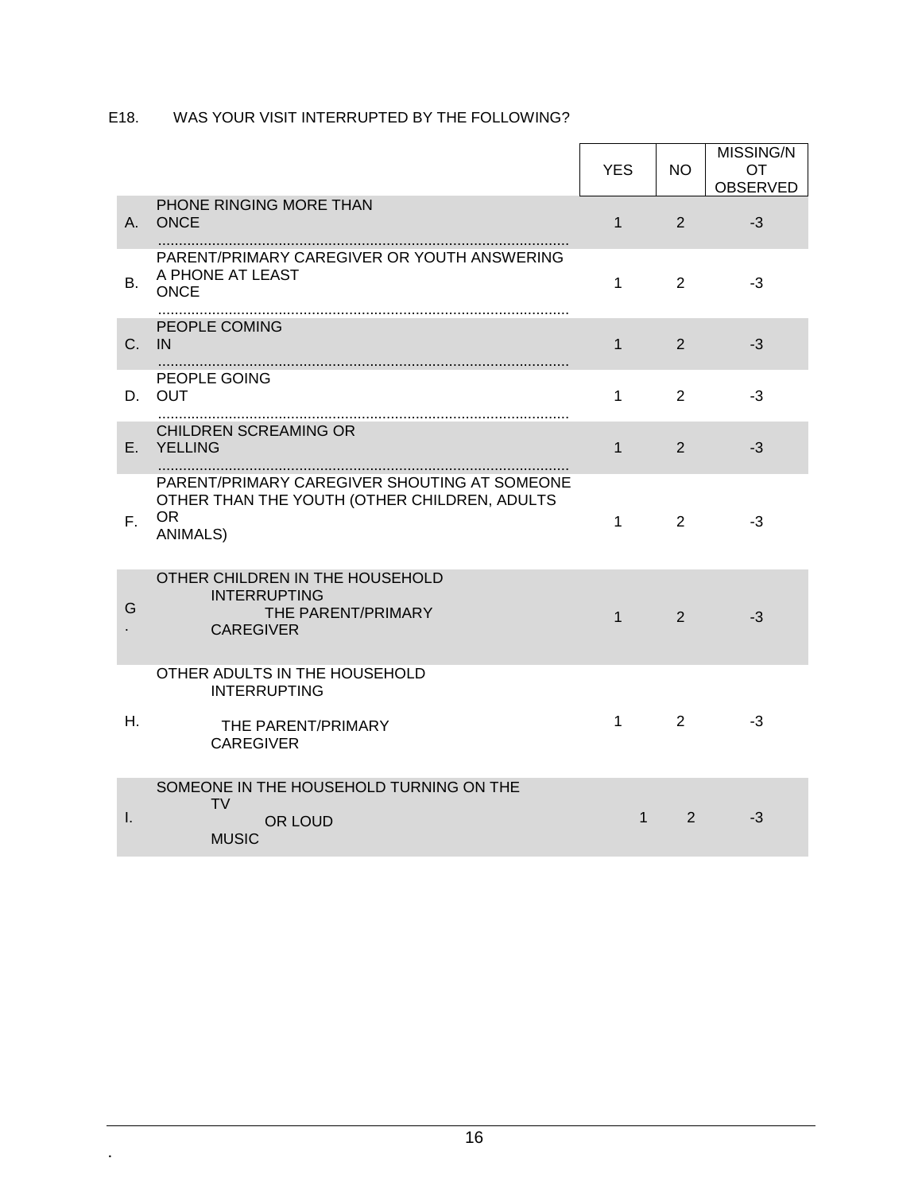E18. WAS YOUR VISIT INTERRUPTED BY THE FOLLOWING?

| | | YES | NO | MISSING/NOT OBSERVED |
|---|---|---|---|---|
| A. | PHONE RINGING MORE THAN ONCE | 1 | 2 | -3 |
| B. | PARENT/PRIMARY CAREGIVER OR YOUTH ANSWERING A PHONE AT LEAST ONCE | 1 | 2 | -3 |
| C. | PEOPLE COMING IN | 1 | 2 | -3 |
| D. | PEOPLE GOING OUT | 1 | 2 | -3 |
| E. | CHILDREN SCREAMING OR YELLING | 1 | 2 | -3 |
| F. | PARENT/PRIMARY CAREGIVER SHOUTING AT SOMEONE OTHER THAN THE YOUTH (OTHER CHILDREN, ADULTS OR ANIMALS) | 1 | 2 | -3 |
| G. | OTHER CHILDREN IN THE HOUSEHOLD INTERRUPTING THE PARENT/PRIMARY CAREGIVER | 1 | 2 | -3 |
| H. | OTHER ADULTS IN THE HOUSEHOLD INTERRUPTING THE PARENT/PRIMARY CAREGIVER | 1 | 2 | -3 |
| I. | SOMEONE IN THE HOUSEHOLD TURNING ON THE TV OR LOUD MUSIC | 1 | 2 | -3 |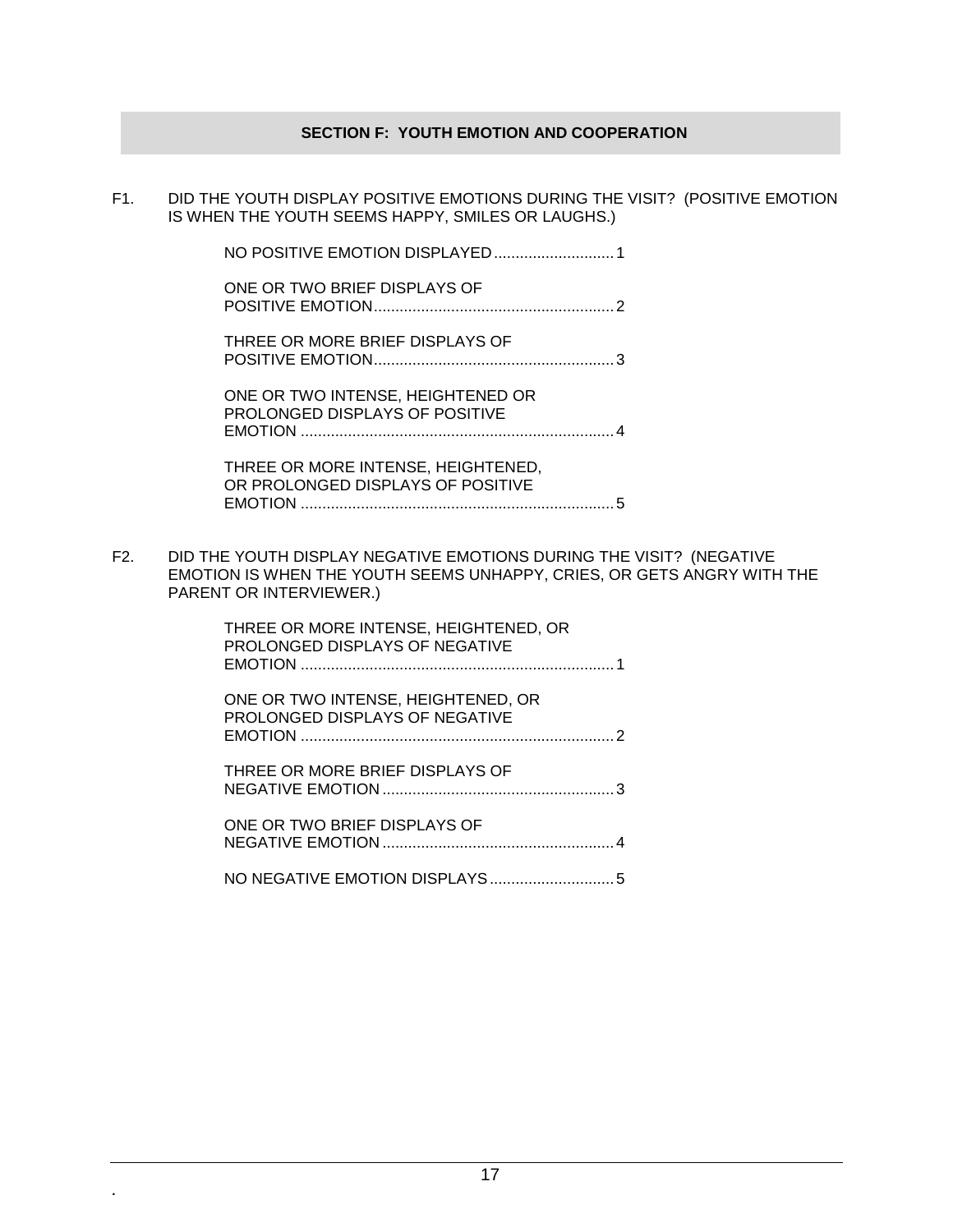## SECTION F: YOUTH EMOTION AND COOPERATION

F1. DID THE YOUTH DISPLAY POSITIVE EMOTIONS DURING THE VISIT? (POSITIVE EMOTION IS WHEN THE YOUTH SEEMS HAPPY, SMILES OR LAUGHS.)

- NO POSITIVE EMOTION DISPLAYED ............................ 1
- ONE OR TWO BRIEF DISPLAYS OF POSITIVE EMOTION ........................................................ 2
- THREE OR MORE BRIEF DISPLAYS OF POSITIVE EMOTION ........................................................ 3
- ONE OR TWO INTENSE, HEIGHTENED OR PROLONGED DISPLAYS OF POSITIVE EMOTION ......................................................................... 4
- THREE OR MORE INTENSE, HEIGHTENED, OR PROLONGED DISPLAYS OF POSITIVE EMOTION ......................................................................... 5

F2. DID THE YOUTH DISPLAY NEGATIVE EMOTIONS DURING THE VISIT? (NEGATIVE EMOTION IS WHEN THE YOUTH SEEMS UNHAPPY, CRIES, OR GETS ANGRY WITH THE PARENT OR INTERVIEWER.)

- THREE OR MORE INTENSE, HEIGHTENED, OR PROLONGED DISPLAYS OF NEGATIVE EMOTION ......................................................................... 1
- ONE OR TWO INTENSE, HEIGHTENED, OR PROLONGED DISPLAYS OF NEGATIVE EMOTION ......................................................................... 2
- THREE OR MORE BRIEF DISPLAYS OF NEGATIVE EMOTION ...................................................... 3
- ONE OR TWO BRIEF DISPLAYS OF NEGATIVE EMOTION ...................................................... 4
- NO NEGATIVE EMOTION DISPLAYS ............................. 5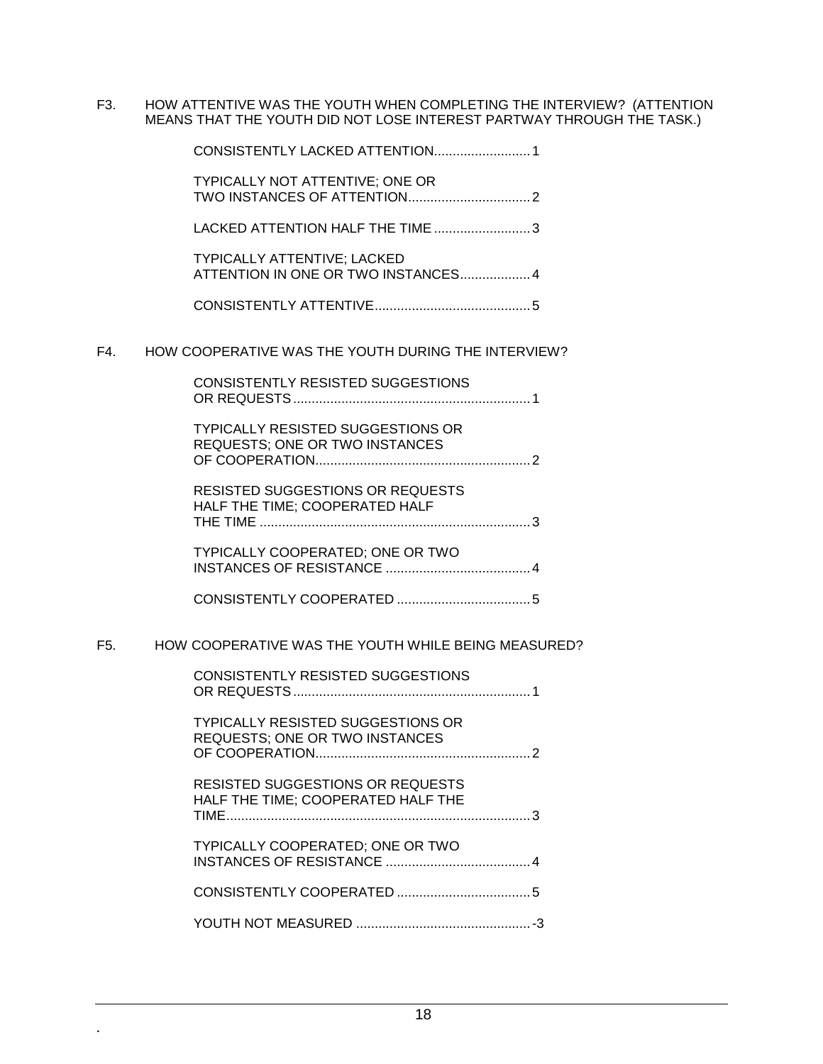F3. HOW ATTENTIVE WAS THE YOUTH WHEN COMPLETING THE INTERVIEW? (ATTENTION MEANS THAT THE YOUTH DID NOT LOSE INTEREST PARTWAY THROUGH THE TASK.)

- CONSISTENTLY LACKED ATTENTION.......................... 1
- TYPICALLY NOT ATTENTIVE; ONE OR TWO INSTANCES OF ATTENTION................................. 2
- LACKED ATTENTION HALF THE TIME .......................... 3
- TYPICALLY ATTENTIVE; LACKED ATTENTION IN ONE OR TWO INSTANCES................... 4
- CONSISTENTLY ATTENTIVE.......................................... 5

F4. HOW COOPERATIVE WAS THE YOUTH DURING THE INTERVIEW?

- CONSISTENTLY RESISTED SUGGESTIONS OR REQUESTS................................................................ 1
- TYPICALLY RESISTED SUGGESTIONS OR REQUESTS; ONE OR TWO INSTANCES OF COOPERATION.......................................................... 2
- RESISTED SUGGESTIONS OR REQUESTS HALF THE TIME; COOPERATED HALF THE TIME ......................................................................... 3
- TYPICALLY COOPERATED; ONE OR TWO INSTANCES OF RESISTANCE ....................................... 4
- CONSISTENTLY COOPERATED .................................... 5

F5. HOW COOPERATIVE WAS THE YOUTH WHILE BEING MEASURED?

- CONSISTENTLY RESISTED SUGGESTIONS OR REQUESTS................................................................ 1
- TYPICALLY RESISTED SUGGESTIONS OR REQUESTS; ONE OR TWO INSTANCES OF COOPERATION.......................................................... 2
- RESISTED SUGGESTIONS OR REQUESTS HALF THE TIME; COOPERATED HALF THE TIME.................................................................................. 3
- TYPICALLY COOPERATED; ONE OR TWO INSTANCES OF RESISTANCE ....................................... 4
- CONSISTENTLY COOPERATED .................................... 5
- YOUTH NOT MEASURED ............................................... -3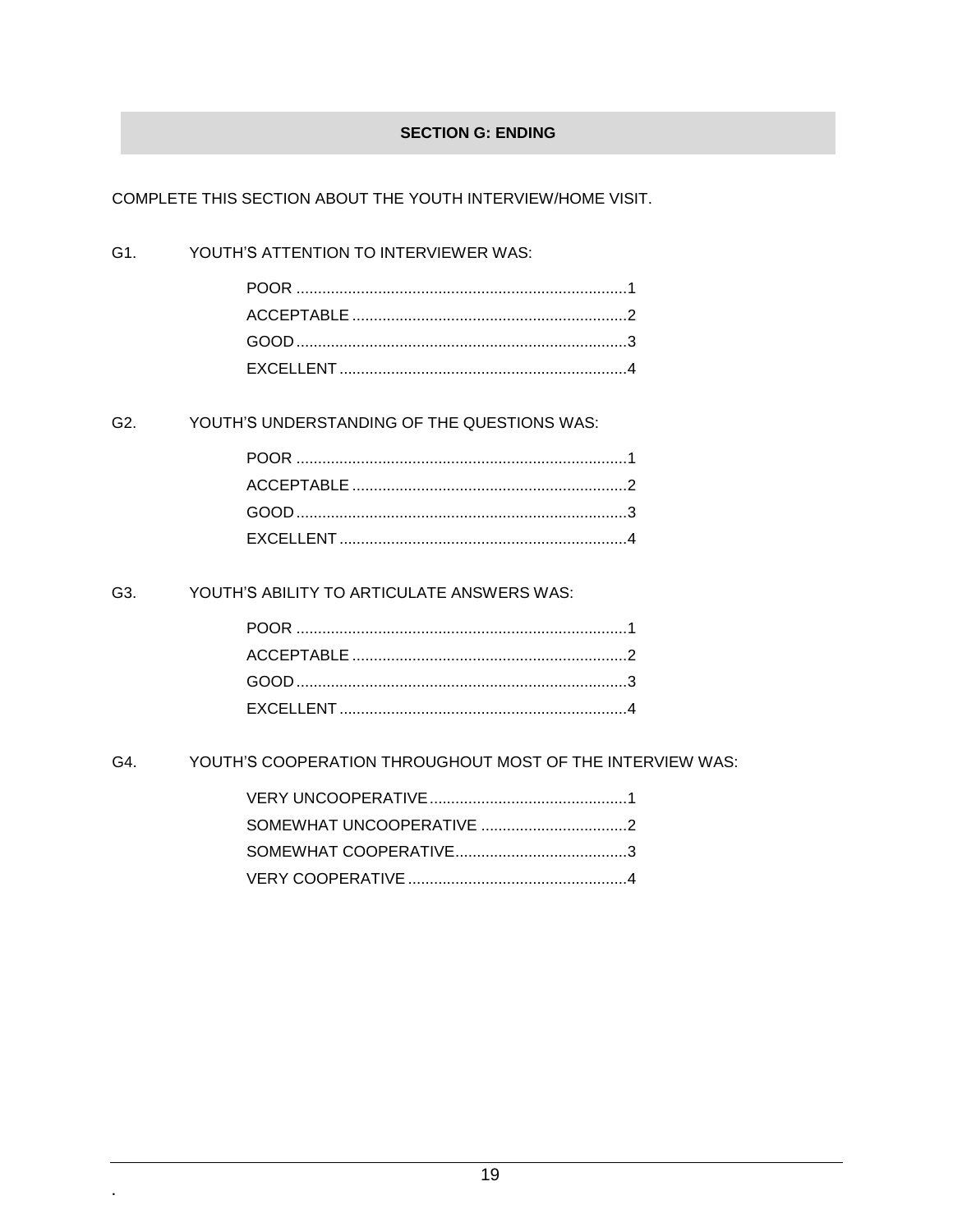## SECTION G: ENDING

COMPLETE THIS SECTION ABOUT THE YOUTH INTERVIEW/HOME VISIT.

G1. YOUTH'S ATTENTION TO INTERVIEWER WAS:

- POOR ....................1
- ACCEPTABLE ....................2
- GOOD ....................3
- EXCELLENT ....................4

G2. YOUTH'S UNDERSTANDING OF THE QUESTIONS WAS:

- POOR ....................1
- ACCEPTABLE ....................2
- GOOD ....................3
- EXCELLENT ....................4

G3. YOUTH'S ABILITY TO ARTICULATE ANSWERS WAS:

- POOR ....................1
- ACCEPTABLE ....................2
- GOOD ....................3
- EXCELLENT ....................4

G4. YOUTH'S COOPERATION THROUGHOUT MOST OF THE INTERVIEW WAS:

- VERY UNCOOPERATIVE ....................1
- SOMEWHAT UNCOOPERATIVE ....................2
- SOMEWHAT COOPERATIVE ....................3
- VERY COOPERATIVE ....................4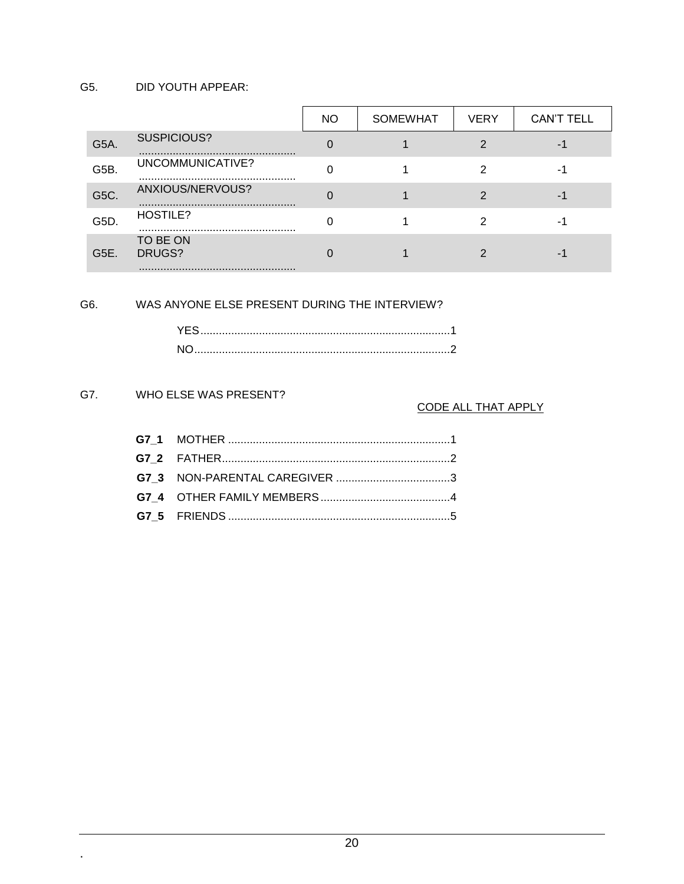G5. DID YOUTH APPEAR:

| | | NO | SOMEWHAT | VERY | CAN'T TELL |
|---|---|---|---|---|---|
| G5A. | SUSPICIOUS? | 0 | 1 | 2 | -1 |
| G5B. | UNCOMMUNICATIVE? | 0 | 1 | 2 | -1 |
| G5C. | ANXIOUS/NERVOUS? | 0 | 1 | 2 | -1 |
| G5D. | HOSTILE? | 0 | 1 | 2 | -1 |
| G5E. | TO BE ON DRUGS? | 0 | 1 | 2 | -1 |

G6. WAS ANYONE ELSE PRESENT DURING THE INTERVIEW?

YES................................................................................1
NO..................................................................................2

G7. WHO ELSE WAS PRESENT?

CODE ALL THAT APPLY

**G7_1** MOTHER .......................................................................1
**G7_2** FATHER.........................................................................2
**G7_3** NON-PARENTAL CAREGIVER .....................................3
**G7_4** OTHER FAMILY MEMBERS..........................................4
**G7_5** FRIENDS .......................................................................5